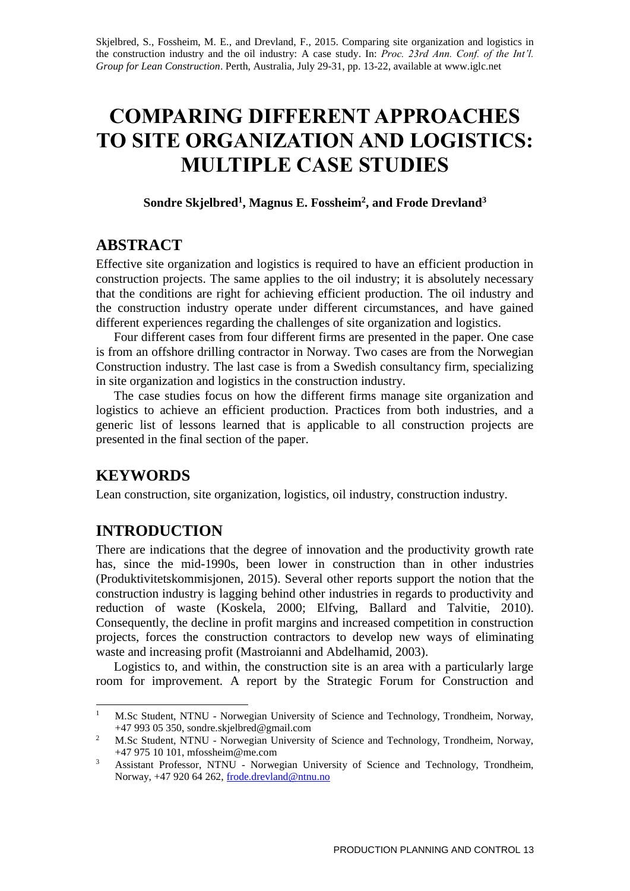Skjelbred, S., Fossheim, M. E., and Drevland, F., 2015. Comparing site organization and logistics in the construction industry and the oil industry: A case study. In: *Proc. 23rd Ann. Conf. of the Int'l. Group for Lean Construction*. Perth, Australia, July 29-31, pp. 13-22, available at www.iglc.net

# COMPARING DIFFERENT APPROACHES TO SITE ORGANIZATION AND LOGISTICS: MULTIPLE CASE STUDIES

**Sondre Skjelbred[1], Magnus E. Fossheim[2], and Frode Drevland[3]**

## ABSTRACT

Effective site organization and logistics is required to have an efficient production in construction projects. The same applies to the oil industry; it is absolutely necessary that the conditions are right for achieving efficient production. The oil industry and the construction industry operate under different circumstances, and have gained different experiences regarding the challenges of site organization and logistics.

Four different cases from four different firms are presented in the paper. One case is from an offshore drilling contractor in Norway. Two cases are from the Norwegian Construction industry. The last case is from a Swedish consultancy firm, specializing in site organization and logistics in the construction industry.

The case studies focus on how the different firms manage site organization and logistics to achieve an efficient production. Practices from both industries, and a generic list of lessons learned that is applicable to all construction projects are presented in the final section of the paper.

## KEYWORDS

Lean construction, site organization, logistics, oil industry, construction industry.

## INTRODUCTION

There are indications that the degree of innovation and the productivity growth rate has, since the mid-1990s, been lower in construction than in other industries (Produktivitetskommisjonen, 2015). Several other reports support the notion that the construction industry is lagging behind other industries in regards to productivity and reduction of waste (Koskela, 2000; Elfving, Ballard and Talvitie, 2010). Consequently, the decline in profit margins and increased competition in construction projects, forces the construction contractors to develop new ways of eliminating waste and increasing profit (Mastroianni and Abdelhamid, 2003).

Logistics to, and within, the construction site is an area with a particularly large room for improvement. A report by the Strategic Forum for Construction and

---

[1] M.Sc Student, NTNU - Norwegian University of Science and Technology, Trondheim, Norway, +47 993 05 350, sondre.skjelbred@gmail.com

[2] M.Sc Student, NTNU - Norwegian University of Science and Technology, Trondheim, Norway, +47 975 10 101, mfossheim@me.com

[3] Assistant Professor, NTNU - Norwegian University of Science and Technology, Trondheim, Norway, +47 920 64 262, frode.drevland@ntnu.no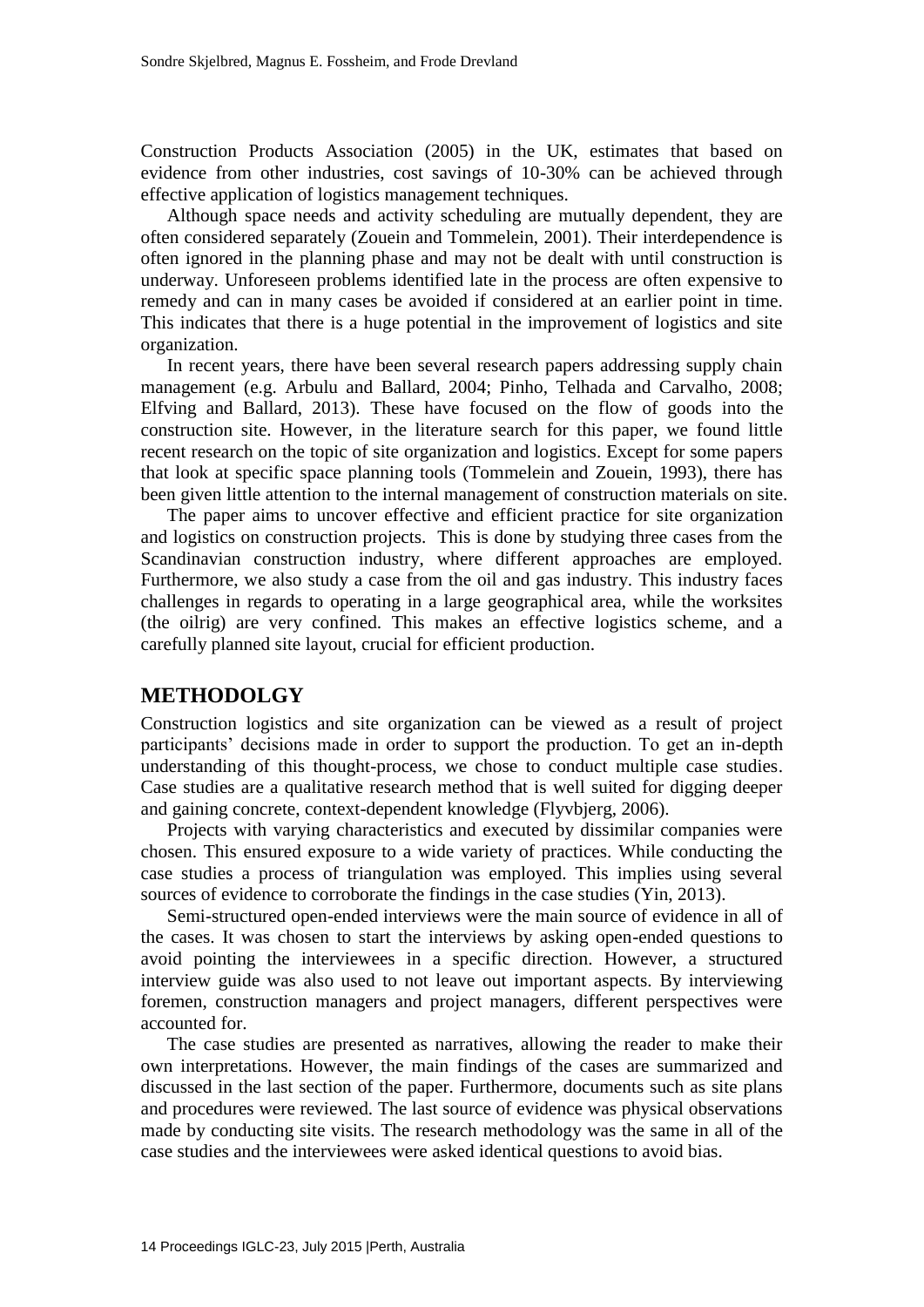Construction Products Association (2005) in the UK, estimates that based on evidence from other industries, cost savings of 10-30% can be achieved through effective application of logistics management techniques.

Although space needs and activity scheduling are mutually dependent, they are often considered separately (Zouein and Tommelein, 2001). Their interdependence is often ignored in the planning phase and may not be dealt with until construction is underway. Unforeseen problems identified late in the process are often expensive to remedy and can in many cases be avoided if considered at an earlier point in time. This indicates that there is a huge potential in the improvement of logistics and site organization.

In recent years, there have been several research papers addressing supply chain management (e.g. Arbulu and Ballard, 2004; Pinho, Telhada and Carvalho, 2008; Elfving and Ballard, 2013). These have focused on the flow of goods into the construction site. However, in the literature search for this paper, we found little recent research on the topic of site organization and logistics. Except for some papers that look at specific space planning tools (Tommelein and Zouein, 1993), there has been given little attention to the internal management of construction materials on site.

The paper aims to uncover effective and efficient practice for site organization and logistics on construction projects. This is done by studying three cases from the Scandinavian construction industry, where different approaches are employed. Furthermore, we also study a case from the oil and gas industry. This industry faces challenges in regards to operating in a large geographical area, while the worksites (the oilrig) are very confined. This makes an effective logistics scheme, and a carefully planned site layout, crucial for efficient production.

## METHODOLGY

Construction logistics and site organization can be viewed as a result of project participants' decisions made in order to support the production. To get an in-depth understanding of this thought-process, we chose to conduct multiple case studies. Case studies are a qualitative research method that is well suited for digging deeper and gaining concrete, context-dependent knowledge (Flyvbjerg, 2006).

Projects with varying characteristics and executed by dissimilar companies were chosen. This ensured exposure to a wide variety of practices. While conducting the case studies a process of triangulation was employed. This implies using several sources of evidence to corroborate the findings in the case studies (Yin, 2013).

Semi-structured open-ended interviews were the main source of evidence in all of the cases. It was chosen to start the interviews by asking open-ended questions to avoid pointing the interviewees in a specific direction. However, a structured interview guide was also used to not leave out important aspects. By interviewing foremen, construction managers and project managers, different perspectives were accounted for.

The case studies are presented as narratives, allowing the reader to make their own interpretations. However, the main findings of the cases are summarized and discussed in the last section of the paper. Furthermore, documents such as site plans and procedures were reviewed. The last source of evidence was physical observations made by conducting site visits. The research methodology was the same in all of the case studies and the interviewees were asked identical questions to avoid bias.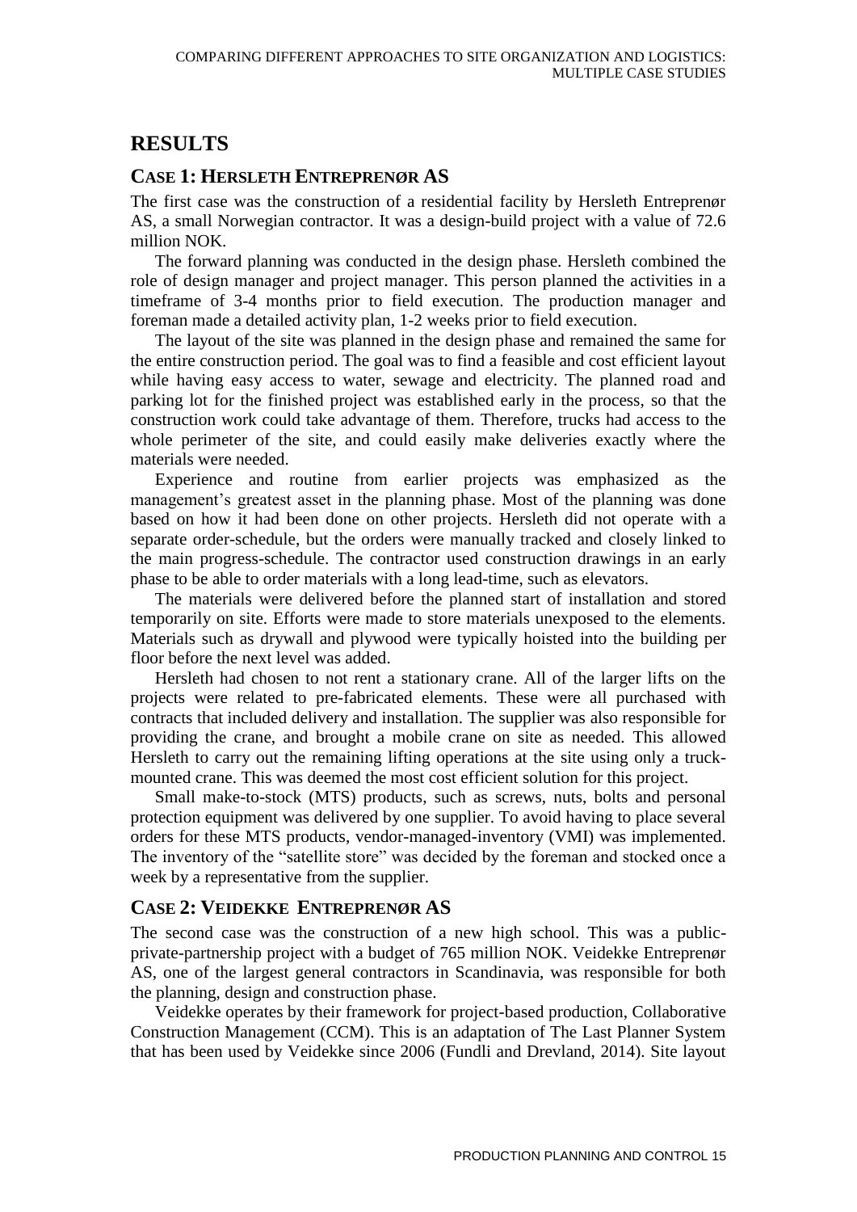## RESULTS

### CASE 1: HERSLETH ENTREPRENØR AS

The first case was the construction of a residential facility by Hersleth Entreprenør AS, a small Norwegian contractor. It was a design-build project with a value of 72.6 million NOK.

The forward planning was conducted in the design phase. Hersleth combined the role of design manager and project manager. This person planned the activities in a timeframe of 3-4 months prior to field execution. The production manager and foreman made a detailed activity plan, 1-2 weeks prior to field execution.

The layout of the site was planned in the design phase and remained the same for the entire construction period. The goal was to find a feasible and cost efficient layout while having easy access to water, sewage and electricity. The planned road and parking lot for the finished project was established early in the process, so that the construction work could take advantage of them. Therefore, trucks had access to the whole perimeter of the site, and could easily make deliveries exactly where the materials were needed.

Experience and routine from earlier projects was emphasized as the management's greatest asset in the planning phase. Most of the planning was done based on how it had been done on other projects. Hersleth did not operate with a separate order-schedule, but the orders were manually tracked and closely linked to the main progress-schedule. The contractor used construction drawings in an early phase to be able to order materials with a long lead-time, such as elevators.

The materials were delivered before the planned start of installation and stored temporarily on site. Efforts were made to store materials unexposed to the elements. Materials such as drywall and plywood were typically hoisted into the building per floor before the next level was added.

Hersleth had chosen to not rent a stationary crane. All of the larger lifts on the projects were related to pre-fabricated elements. These were all purchased with contracts that included delivery and installation. The supplier was also responsible for providing the crane, and brought a mobile crane on site as needed. This allowed Hersleth to carry out the remaining lifting operations at the site using only a truck-mounted crane. This was deemed the most cost efficient solution for this project.

Small make-to-stock (MTS) products, such as screws, nuts, bolts and personal protection equipment was delivered by one supplier. To avoid having to place several orders for these MTS products, vendor-managed-inventory (VMI) was implemented. The inventory of the "satellite store" was decided by the foreman and stocked once a week by a representative from the supplier.

### CASE 2: VEIDEKKE ENTREPRENØR AS

The second case was the construction of a new high school. This was a public-private-partnership project with a budget of 765 million NOK. Veidekke Entreprenør AS, one of the largest general contractors in Scandinavia, was responsible for both the planning, design and construction phase.

Veidekke operates by their framework for project-based production, Collaborative Construction Management (CCM). This is an adaptation of The Last Planner System that has been used by Veidekke since 2006 (Fundli and Drevland, 2014). Site layout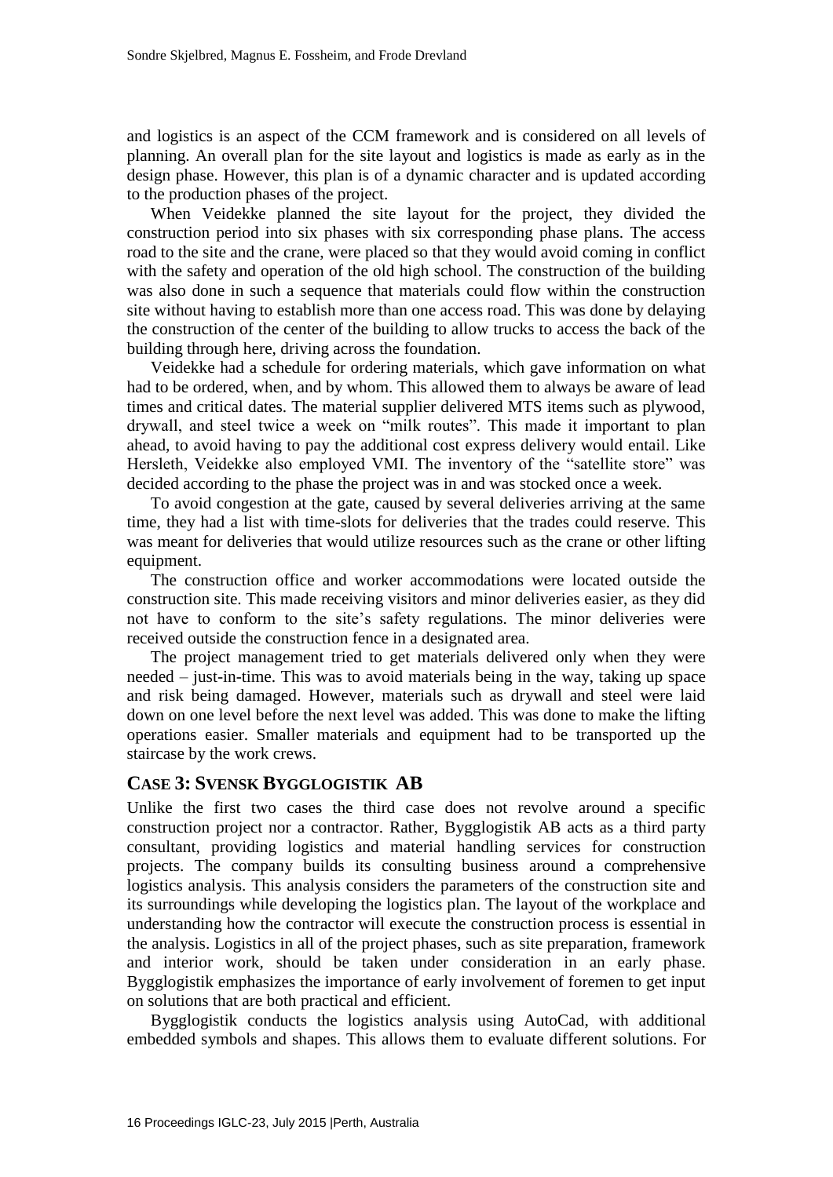and logistics is an aspect of the CCM framework and is considered on all levels of planning. An overall plan for the site layout and logistics is made as early as in the design phase. However, this plan is of a dynamic character and is updated according to the production phases of the project.

When Veidekke planned the site layout for the project, they divided the construction period into six phases with six corresponding phase plans. The access road to the site and the crane, were placed so that they would avoid coming in conflict with the safety and operation of the old high school. The construction of the building was also done in such a sequence that materials could flow within the construction site without having to establish more than one access road. This was done by delaying the construction of the center of the building to allow trucks to access the back of the building through here, driving across the foundation.

Veidekke had a schedule for ordering materials, which gave information on what had to be ordered, when, and by whom. This allowed them to always be aware of lead times and critical dates. The material supplier delivered MTS items such as plywood, drywall, and steel twice a week on "milk routes". This made it important to plan ahead, to avoid having to pay the additional cost express delivery would entail. Like Hersleth, Veidekke also employed VMI. The inventory of the "satellite store" was decided according to the phase the project was in and was stocked once a week.

To avoid congestion at the gate, caused by several deliveries arriving at the same time, they had a list with time-slots for deliveries that the trades could reserve. This was meant for deliveries that would utilize resources such as the crane or other lifting equipment.

The construction office and worker accommodations were located outside the construction site. This made receiving visitors and minor deliveries easier, as they did not have to conform to the site's safety regulations. The minor deliveries were received outside the construction fence in a designated area.

The project management tried to get materials delivered only when they were needed – just-in-time. This was to avoid materials being in the way, taking up space and risk being damaged. However, materials such as drywall and steel were laid down on one level before the next level was added. This was done to make the lifting operations easier. Smaller materials and equipment had to be transported up the staircase by the work crews.

## CASE 3: SVENSK BYGGLOGISTIK AB

Unlike the first two cases the third case does not revolve around a specific construction project nor a contractor. Rather, Bygglogistik AB acts as a third party consultant, providing logistics and material handling services for construction projects. The company builds its consulting business around a comprehensive logistics analysis. This analysis considers the parameters of the construction site and its surroundings while developing the logistics plan. The layout of the workplace and understanding how the contractor will execute the construction process is essential in the analysis. Logistics in all of the project phases, such as site preparation, framework and interior work, should be taken under consideration in an early phase. Bygglogistik emphasizes the importance of early involvement of foremen to get input on solutions that are both practical and efficient.

Bygglogistik conducts the logistics analysis using AutoCad, with additional embedded symbols and shapes. This allows them to evaluate different solutions. For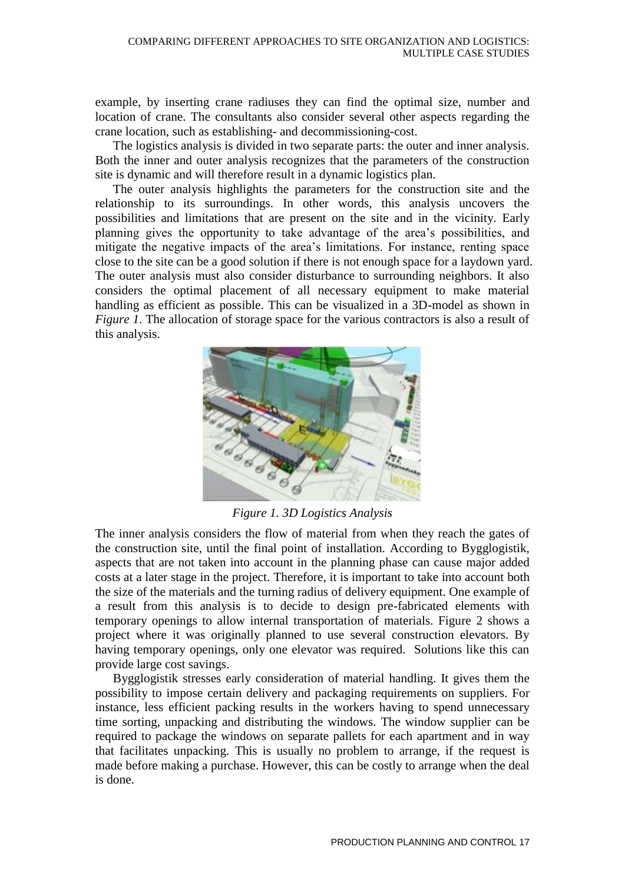example, by inserting crane radiuses they can find the optimal size, number and location of crane. The consultants also consider several other aspects regarding the crane location, such as establishing- and decommissioning-cost.

The logistics analysis is divided in two separate parts: the outer and inner analysis. Both the inner and outer analysis recognizes that the parameters of the construction site is dynamic and will therefore result in a dynamic logistics plan.

The outer analysis highlights the parameters for the construction site and the relationship to its surroundings. In other words, this analysis uncovers the possibilities and limitations that are present on the site and in the vicinity. Early planning gives the opportunity to take advantage of the area's possibilities, and mitigate the negative impacts of the area's limitations. For instance, renting space close to the site can be a good solution if there is not enough space for a laydown yard. The outer analysis must also consider disturbance to surrounding neighbors. It also considers the optimal placement of all necessary equipment to make material handling as efficient as possible. This can be visualized in a 3D-model as shown in *Figure 1*. The allocation of storage space for the various contractors is also a result of this analysis.

*Figure 1. 3D Logistics Analysis*

The inner analysis considers the flow of material from when they reach the gates of the construction site, until the final point of installation. According to Bygglogistik, aspects that are not taken into account in the planning phase can cause major added costs at a later stage in the project. Therefore, it is important to take into account both the size of the materials and the turning radius of delivery equipment. One example of a result from this analysis is to decide to design pre-fabricated elements with temporary openings to allow internal transportation of materials. Figure 2 shows a project where it was originally planned to use several construction elevators. By having temporary openings, only one elevator was required. Solutions like this can provide large cost savings.

Bygglogistik stresses early consideration of material handling. It gives them the possibility to impose certain delivery and packaging requirements on suppliers. For instance, less efficient packing results in the workers having to spend unnecessary time sorting, unpacking and distributing the windows. The window supplier can be required to package the windows on separate pallets for each apartment and in way that facilitates unpacking. This is usually no problem to arrange, if the request is made before making a purchase. However, this can be costly to arrange when the deal is done.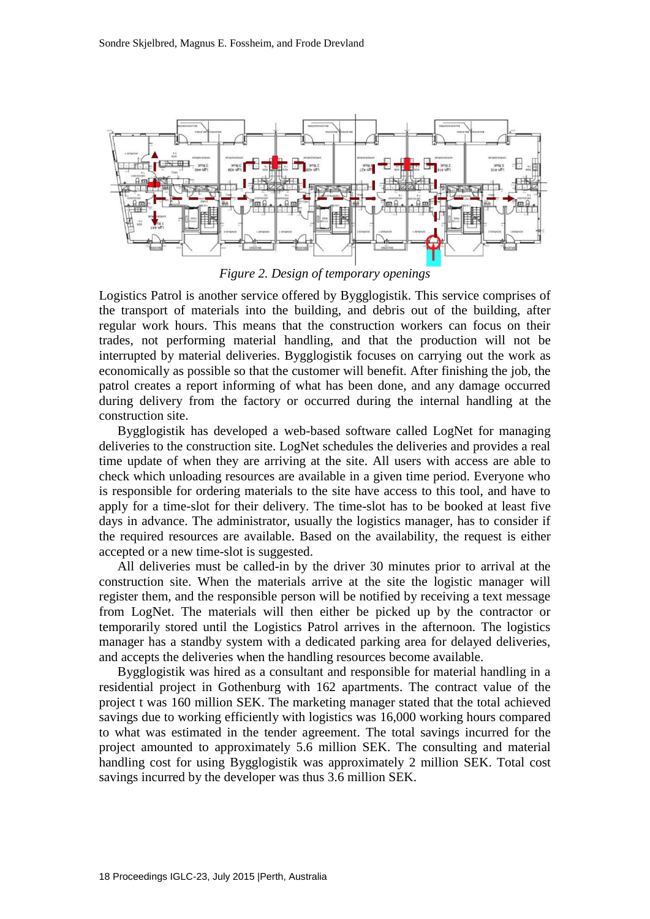*Figure 2. Design of temporary openings*

Logistics Patrol is another service offered by Bygglogistik. This service comprises of the transport of materials into the building, and debris out of the building, after regular work hours. This means that the construction workers can focus on their trades, not performing material handling, and that the production will not be interrupted by material deliveries. Bygglogistik focuses on carrying out the work as economically as possible so that the customer will benefit. After finishing the job, the patrol creates a report informing of what has been done, and any damage occurred during delivery from the factory or occurred during the internal handling at the construction site.

Bygglogistik has developed a web-based software called LogNet for managing deliveries to the construction site. LogNet schedules the deliveries and provides a real time update of when they are arriving at the site. All users with access are able to check which unloading resources are available in a given time period. Everyone who is responsible for ordering materials to the site have access to this tool, and have to apply for a time-slot for their delivery. The time-slot has to be booked at least five days in advance. The administrator, usually the logistics manager, has to consider if the required resources are available. Based on the availability, the request is either accepted or a new time-slot is suggested.

All deliveries must be called-in by the driver 30 minutes prior to arrival at the construction site. When the materials arrive at the site the logistic manager will register them, and the responsible person will be notified by receiving a text message from LogNet. The materials will then either be picked up by the contractor or temporarily stored until the Logistics Patrol arrives in the afternoon. The logistics manager has a standby system with a dedicated parking area for delayed deliveries, and accepts the deliveries when the handling resources become available.

Bygglogistik was hired as a consultant and responsible for material handling in a residential project in Gothenburg with 162 apartments. The contract value of the project t was 160 million SEK. The marketing manager stated that the total achieved savings due to working efficiently with logistics was 16,000 working hours compared to what was estimated in the tender agreement. The total savings incurred for the project amounted to approximately 5.6 million SEK. The consulting and material handling cost for using Bygglogistik was approximately 2 million SEK. Total cost savings incurred by the developer was thus 3.6 million SEK.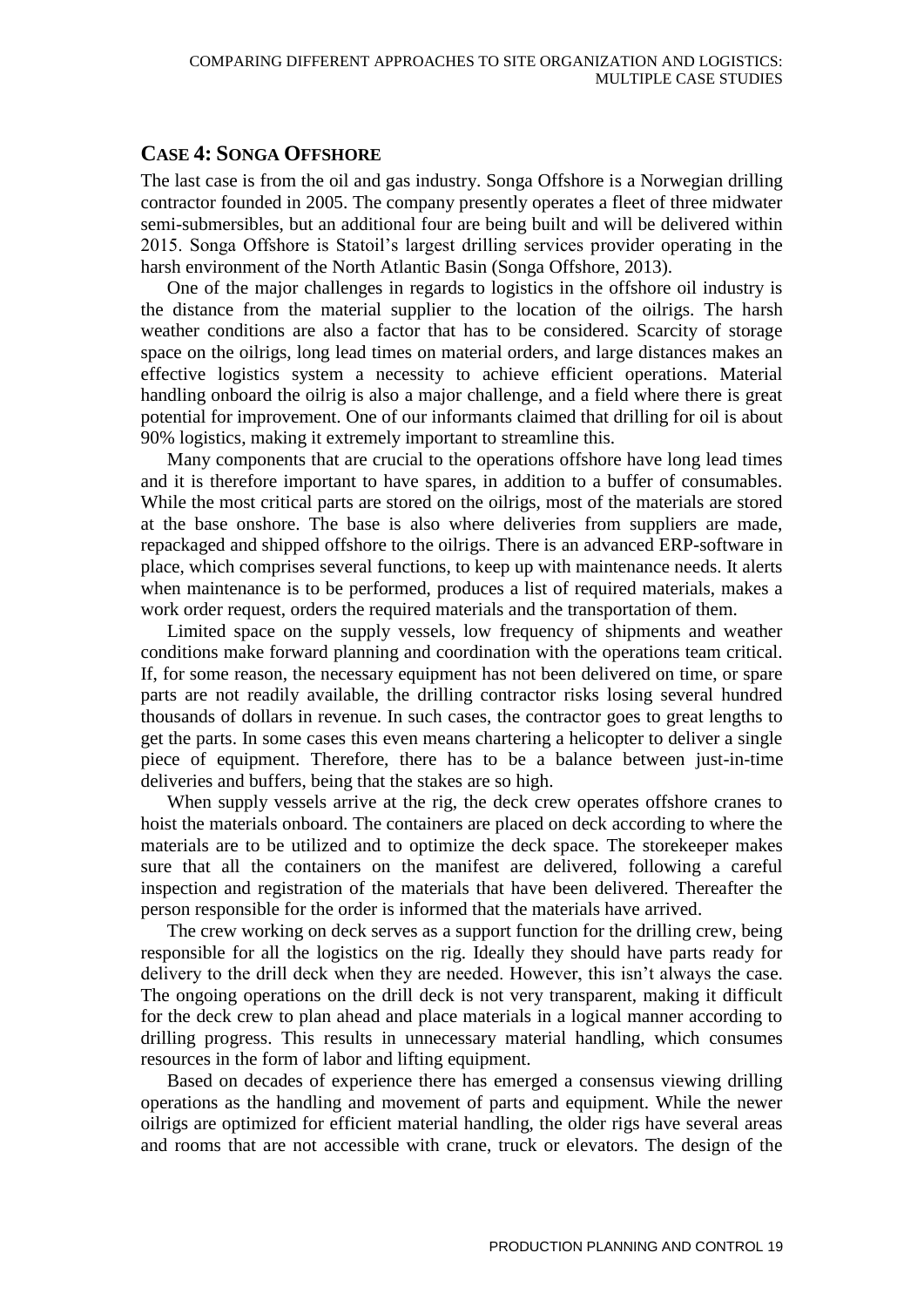## Case 4: Songa Offshore

The last case is from the oil and gas industry. Songa Offshore is a Norwegian drilling contractor founded in 2005. The company presently operates a fleet of three midwater semi-submersibles, but an additional four are being built and will be delivered within 2015. Songa Offshore is Statoil's largest drilling services provider operating in the harsh environment of the North Atlantic Basin (Songa Offshore, 2013).

One of the major challenges in regards to logistics in the offshore oil industry is the distance from the material supplier to the location of the oilrigs. The harsh weather conditions are also a factor that has to be considered. Scarcity of storage space on the oilrigs, long lead times on material orders, and large distances makes an effective logistics system a necessity to achieve efficient operations. Material handling onboard the oilrig is also a major challenge, and a field where there is great potential for improvement. One of our informants claimed that drilling for oil is about 90% logistics, making it extremely important to streamline this.

Many components that are crucial to the operations offshore have long lead times and it is therefore important to have spares, in addition to a buffer of consumables. While the most critical parts are stored on the oilrigs, most of the materials are stored at the base onshore. The base is also where deliveries from suppliers are made, repackaged and shipped offshore to the oilrigs. There is an advanced ERP-software in place, which comprises several functions, to keep up with maintenance needs. It alerts when maintenance is to be performed, produces a list of required materials, makes a work order request, orders the required materials and the transportation of them.

Limited space on the supply vessels, low frequency of shipments and weather conditions make forward planning and coordination with the operations team critical. If, for some reason, the necessary equipment has not been delivered on time, or spare parts are not readily available, the drilling contractor risks losing several hundred thousands of dollars in revenue. In such cases, the contractor goes to great lengths to get the parts. In some cases this even means chartering a helicopter to deliver a single piece of equipment. Therefore, there has to be a balance between just-in-time deliveries and buffers, being that the stakes are so high.

When supply vessels arrive at the rig, the deck crew operates offshore cranes to hoist the materials onboard. The containers are placed on deck according to where the materials are to be utilized and to optimize the deck space. The storekeeper makes sure that all the containers on the manifest are delivered, following a careful inspection and registration of the materials that have been delivered. Thereafter the person responsible for the order is informed that the materials have arrived.

The crew working on deck serves as a support function for the drilling crew, being responsible for all the logistics on the rig. Ideally they should have parts ready for delivery to the drill deck when they are needed. However, this isn't always the case. The ongoing operations on the drill deck is not very transparent, making it difficult for the deck crew to plan ahead and place materials in a logical manner according to drilling progress. This results in unnecessary material handling, which consumes resources in the form of labor and lifting equipment.

Based on decades of experience there has emerged a consensus viewing drilling operations as the handling and movement of parts and equipment. While the newer oilrigs are optimized for efficient material handling, the older rigs have several areas and rooms that are not accessible with crane, truck or elevators. The design of the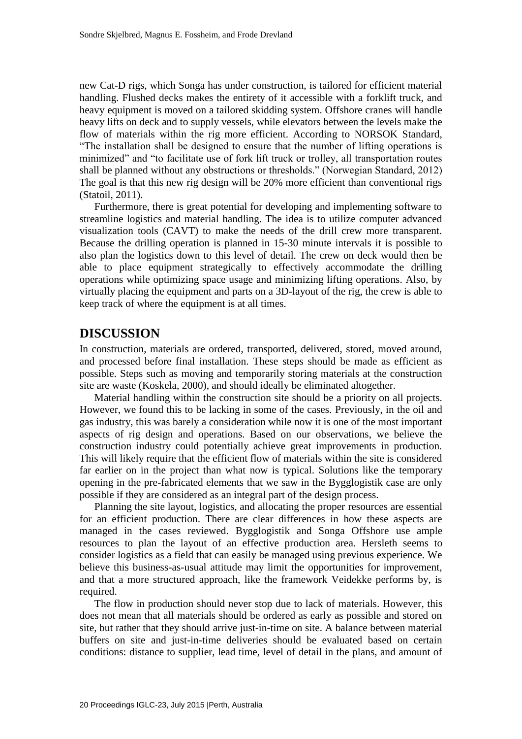new Cat-D rigs, which Songa has under construction, is tailored for efficient material handling. Flushed decks makes the entirety of it accessible with a forklift truck, and heavy equipment is moved on a tailored skidding system. Offshore cranes will handle heavy lifts on deck and to supply vessels, while elevators between the levels make the flow of materials within the rig more efficient. According to NORSOK Standard, "The installation shall be designed to ensure that the number of lifting operations is minimized" and "to facilitate use of fork lift truck or trolley, all transportation routes shall be planned without any obstructions or thresholds." (Norwegian Standard, 2012) The goal is that this new rig design will be 20% more efficient than conventional rigs (Statoil, 2011).

Furthermore, there is great potential for developing and implementing software to streamline logistics and material handling. The idea is to utilize computer advanced visualization tools (CAVT) to make the needs of the drill crew more transparent. Because the drilling operation is planned in 15-30 minute intervals it is possible to also plan the logistics down to this level of detail. The crew on deck would then be able to place equipment strategically to effectively accommodate the drilling operations while optimizing space usage and minimizing lifting operations. Also, by virtually placing the equipment and parts on a 3D-layout of the rig, the crew is able to keep track of where the equipment is at all times.

## DISCUSSION

In construction, materials are ordered, transported, delivered, stored, moved around, and processed before final installation. These steps should be made as efficient as possible. Steps such as moving and temporarily storing materials at the construction site are waste (Koskela, 2000), and should ideally be eliminated altogether.

Material handling within the construction site should be a priority on all projects. However, we found this to be lacking in some of the cases. Previously, in the oil and gas industry, this was barely a consideration while now it is one of the most important aspects of rig design and operations. Based on our observations, we believe the construction industry could potentially achieve great improvements in production. This will likely require that the efficient flow of materials within the site is considered far earlier on in the project than what now is typical. Solutions like the temporary opening in the pre-fabricated elements that we saw in the Bygglogistik case are only possible if they are considered as an integral part of the design process.

Planning the site layout, logistics, and allocating the proper resources are essential for an efficient production. There are clear differences in how these aspects are managed in the cases reviewed. Bygglogistik and Songa Offshore use ample resources to plan the layout of an effective production area. Hersleth seems to consider logistics as a field that can easily be managed using previous experience. We believe this business-as-usual attitude may limit the opportunities for improvement, and that a more structured approach, like the framework Veidekke performs by, is required.

The flow in production should never stop due to lack of materials. However, this does not mean that all materials should be ordered as early as possible and stored on site, but rather that they should arrive just-in-time on site. A balance between material buffers on site and just-in-time deliveries should be evaluated based on certain conditions: distance to supplier, lead time, level of detail in the plans, and amount of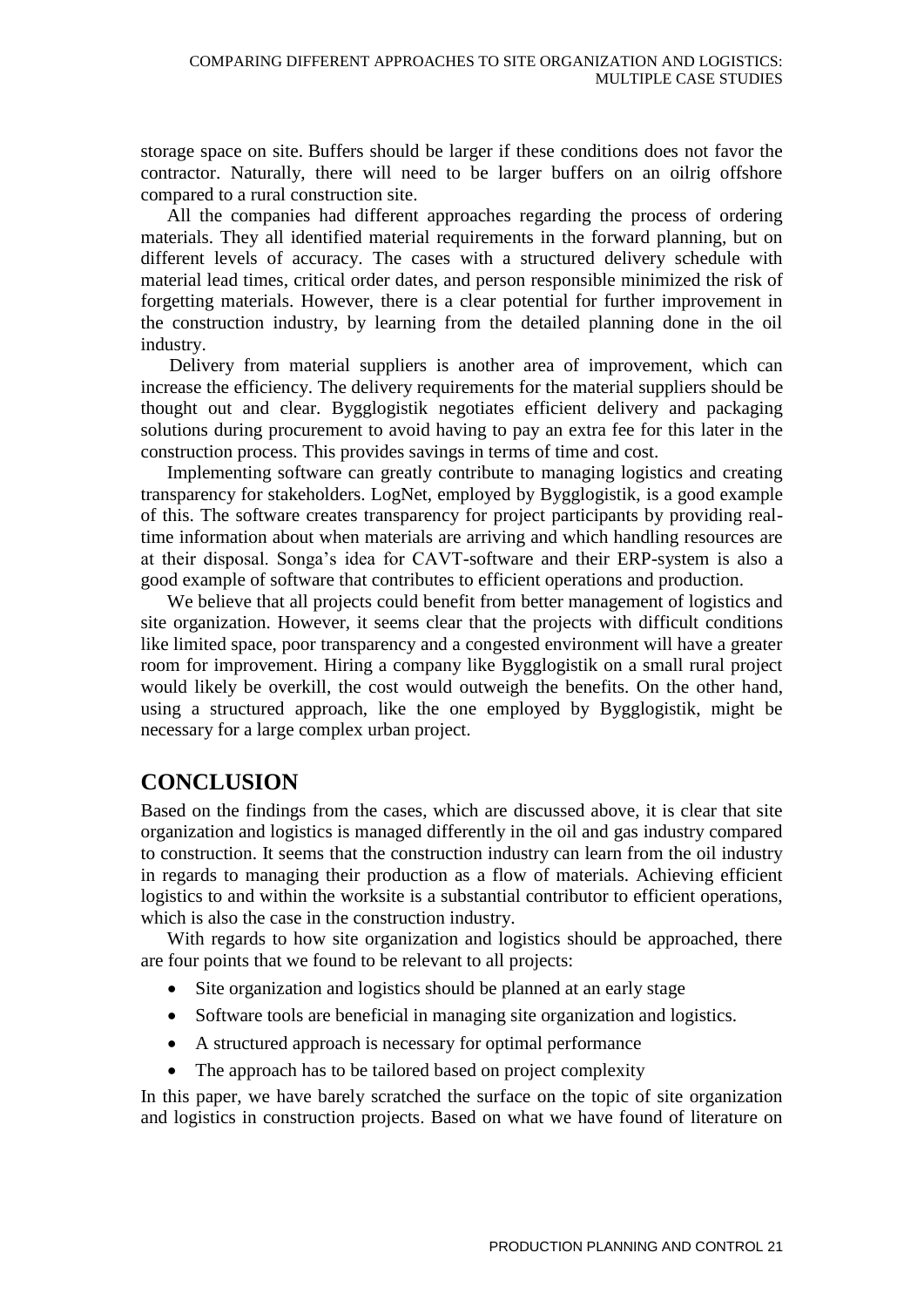storage space on site. Buffers should be larger if these conditions does not favor the contractor. Naturally, there will need to be larger buffers on an oilrig offshore compared to a rural construction site.

All the companies had different approaches regarding the process of ordering materials. They all identified material requirements in the forward planning, but on different levels of accuracy. The cases with a structured delivery schedule with material lead times, critical order dates, and person responsible minimized the risk of forgetting materials. However, there is a clear potential for further improvement in the construction industry, by learning from the detailed planning done in the oil industry.

Delivery from material suppliers is another area of improvement, which can increase the efficiency. The delivery requirements for the material suppliers should be thought out and clear. Bygglogistik negotiates efficient delivery and packaging solutions during procurement to avoid having to pay an extra fee for this later in the construction process. This provides savings in terms of time and cost.

Implementing software can greatly contribute to managing logistics and creating transparency for stakeholders. LogNet, employed by Bygglogistik, is a good example of this. The software creates transparency for project participants by providing real-time information about when materials are arriving and which handling resources are at their disposal. Songa's idea for CAVT-software and their ERP-system is also a good example of software that contributes to efficient operations and production.

We believe that all projects could benefit from better management of logistics and site organization. However, it seems clear that the projects with difficult conditions like limited space, poor transparency and a congested environment will have a greater room for improvement. Hiring a company like Bygglogistik on a small rural project would likely be overkill, the cost would outweigh the benefits. On the other hand, using a structured approach, like the one employed by Bygglogistik, might be necessary for a large complex urban project.

## CONCLUSION

Based on the findings from the cases, which are discussed above, it is clear that site organization and logistics is managed differently in the oil and gas industry compared to construction. It seems that the construction industry can learn from the oil industry in regards to managing their production as a flow of materials. Achieving efficient logistics to and within the worksite is a substantial contributor to efficient operations, which is also the case in the construction industry.

With regards to how site organization and logistics should be approached, there are four points that we found to be relevant to all projects:

- Site organization and logistics should be planned at an early stage
- Software tools are beneficial in managing site organization and logistics.
- A structured approach is necessary for optimal performance
- The approach has to be tailored based on project complexity

In this paper, we have barely scratched the surface on the topic of site organization and logistics in construction projects. Based on what we have found of literature on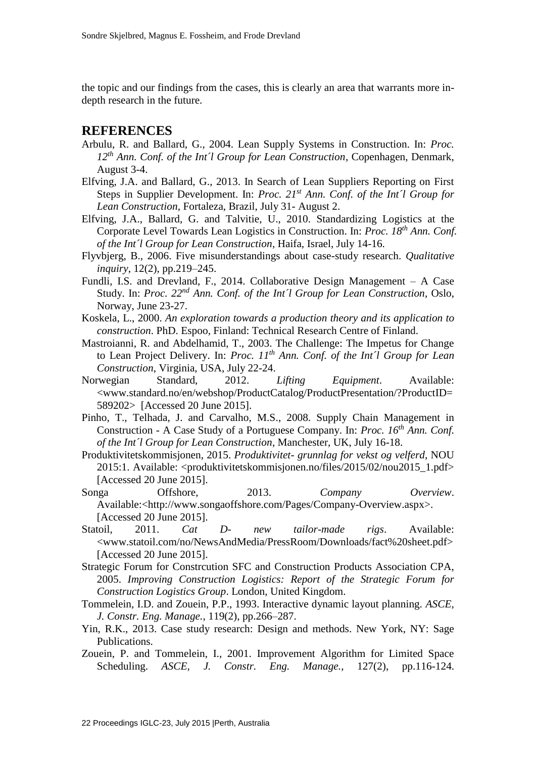the topic and our findings from the cases, this is clearly an area that warrants more in-depth research in the future.

## REFERENCES

Arbulu, R. and Ballard, G., 2004. Lean Supply Systems in Construction. In: *Proc. 12th Ann. Conf. of the Int´l Group for Lean Construction*, Copenhagen, Denmark, August 3-4.

Elfving, J.A. and Ballard, G., 2013. In Search of Lean Suppliers Reporting on First Steps in Supplier Development. In: *Proc. 21st Ann. Conf. of the Int´l Group for Lean Construction*, Fortaleza, Brazil, July 31- August 2.

Elfving, J.A., Ballard, G. and Talvitie, U., 2010. Standardizing Logistics at the Corporate Level Towards Lean Logistics in Construction. In: *Proc. 18th Ann. Conf. of the Int´l Group for Lean Construction*, Haifa, Israel, July 14-16.

Flyvbjerg, B., 2006. Five misunderstandings about case-study research. *Qualitative inquiry*, 12(2), pp.219–245.

Fundli, I.S. and Drevland, F., 2014. Collaborative Design Management – A Case Study. In: *Proc. 22nd Ann. Conf. of the Int´l Group for Lean Construction*, Oslo, Norway, June 23-27.

Koskela, L., 2000. *An exploration towards a production theory and its application to construction*. PhD. Espoo, Finland: Technical Research Centre of Finland.

Mastroianni, R. and Abdelhamid, T., 2003. The Challenge: The Impetus for Change to Lean Project Delivery. In: *Proc. 11th Ann. Conf. of the Int´l Group for Lean Construction*, Virginia, USA, July 22-24.

Norwegian Standard, 2012. *Lifting Equipment*. Available: <www.standard.no/en/webshop/ProductCatalog/ProductPresentation/?ProductID=589202> [Accessed 20 June 2015].

Pinho, T., Telhada, J. and Carvalho, M.S., 2008. Supply Chain Management in Construction - A Case Study of a Portuguese Company. In: *Proc. 16th Ann. Conf. of the Int´l Group for Lean Construction*, Manchester, UK, July 16-18.

Produktivitetskommisjonen, 2015. *Produktivitet- grunnlag for vekst og velferd*, NOU 2015:1. Available: <produktivitetskommisjonen.no/files/2015/02/nou2015_1.pdf> [Accessed 20 June 2015].

Songa Offshore, 2013. *Company Overview*. Available:<http://www.songaoffshore.com/Pages/Company-Overview.aspx>. [Accessed 20 June 2015].

Statoil, 2011. *Cat D- new tailor-made rigs*. Available: <www.statoil.com/no/NewsAndMedia/PressRoom/Downloads/fact%20sheet.pdf> [Accessed 20 June 2015].

Strategic Forum for Constrcution SFC and Construction Products Association CPA, 2005. *Improving Construction Logistics: Report of the Strategic Forum for Construction Logistics Group*. London, United Kingdom.

Tommelein, I.D. and Zouein, P.P., 1993. Interactive dynamic layout planning. *ASCE, J. Constr. Eng. Manage.*, 119(2), pp.266–287.

Yin, R.K., 2013. Case study research: Design and methods. New York, NY: Sage Publications.

Zouein, P. and Tommelein, I., 2001. Improvement Algorithm for Limited Space Scheduling. *ASCE, J. Constr. Eng. Manage.*, 127(2), pp.116-124.